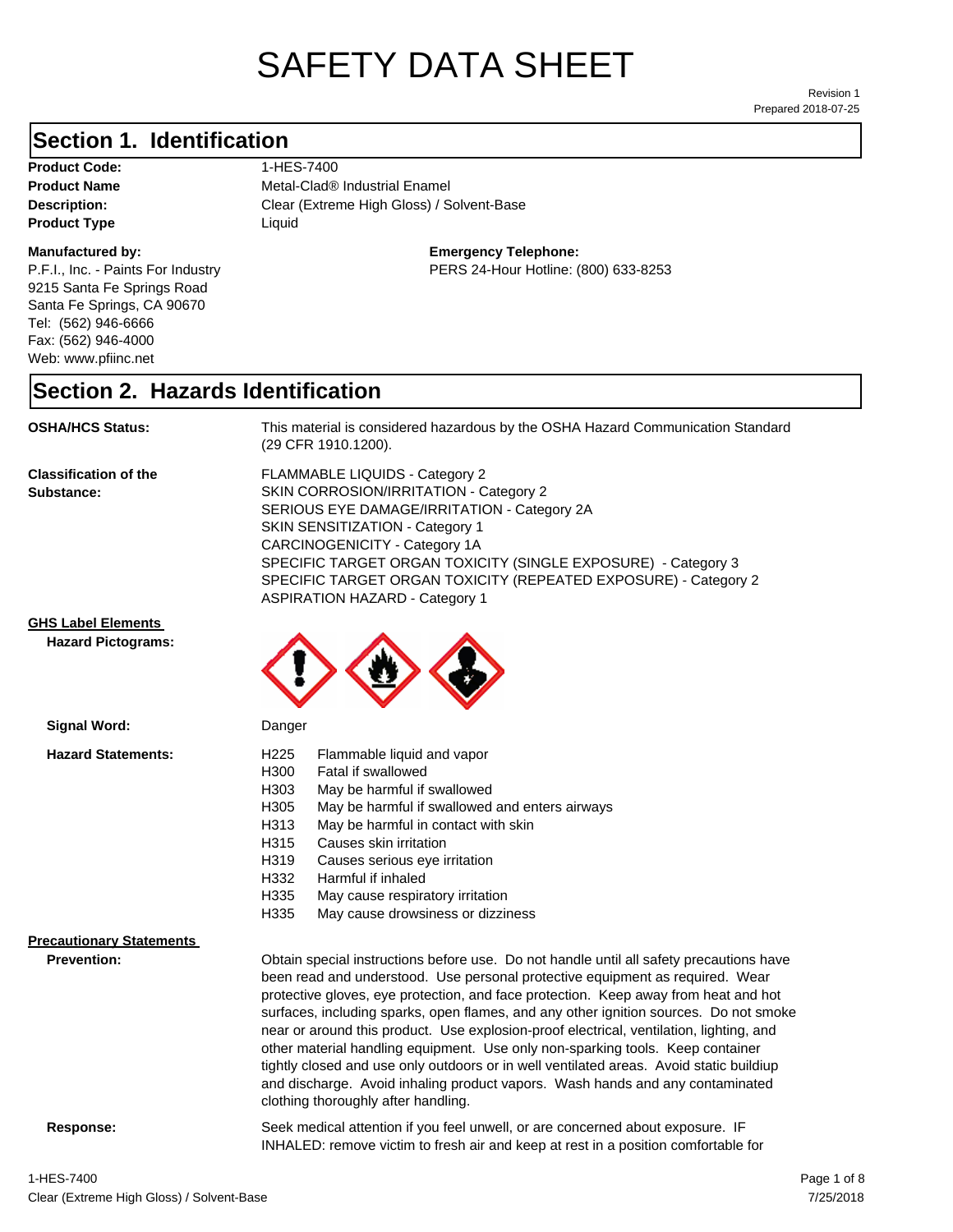# SAFETY DATA SHEET

Revision 1
Prepared 2018-07-25

## Section 1. Identification

**Product Code:** 1-HES-7400
**Product Name** Metal-Clad® Industrial Enamel
**Description:** Clear (Extreme High Gloss) / Solvent-Base
**Product Type** Liquid

**Manufactured by:**
P.F.I., Inc. - Paints For Industry
9215 Santa Fe Springs Road
Santa Fe Springs, CA 90670
Tel: (562) 946-6666
Fax: (562) 946-4000
Web: www.pfiinc.net

**Emergency Telephone:**
PERS 24-Hour Hotline: (800) 633-8253

## Section 2. Hazards Identification

**OSHA/HCS Status:** This material is considered hazardous by the OSHA Hazard Communication Standard (29 CFR 1910.1200).

**Classification of the Substance:**
FLAMMABLE LIQUIDS - Category 2
SKIN CORROSION/IRRITATION - Category 2
SERIOUS EYE DAMAGE/IRRITATION - Category 2A
SKIN SENSITIZATION - Category 1
CARCINOGENICITY - Category 1A
SPECIFIC TARGET ORGAN TOXICITY (SINGLE EXPOSURE) - Category 3
SPECIFIC TARGET ORGAN TOXICITY (REPEATED EXPOSURE) - Category 2
ASPIRATION HAZARD - Category 1

**GHS Label Elements**

**Hazard Pictograms:**

**Signal Word:** Danger

**Hazard Statements:**

| | |
|---|---|
| H225 | Flammable liquid and vapor |
| H300 | Fatal if swallowed |
| H303 | May be harmful if swallowed |
| H305 | May be harmful if swallowed and enters airways |
| H313 | May be harmful in contact with skin |
| H315 | Causes skin irritation |
| H319 | Causes serious eye irritation |
| H332 | Harmful if inhaled |
| H335 | May cause respiratory irritation |
| H335 | May cause drowsiness or dizziness |

**Precautionary Statements**

**Prevention:** Obtain special instructions before use. Do not handle until all safety precautions have been read and understood. Use personal protective equipment as required. Wear protective gloves, eye protection, and face protection. Keep away from heat and hot surfaces, including sparks, open flames, and any other ignition sources. Do not smoke near or around this product. Use explosion-proof electrical, ventilation, lighting, and other material handling equipment. Use only non-sparking tools. Keep container tightly closed and use only outdoors or in well ventilated areas. Avoid static buildiup and discharge. Avoid inhaling product vapors. Wash hands and any contaminated clothing thoroughly after handling.

**Response:** Seek medical attention if you feel unwell, or are concerned about exposure. IF INHALED: remove victim to fresh air and keep at rest in a position comfortable for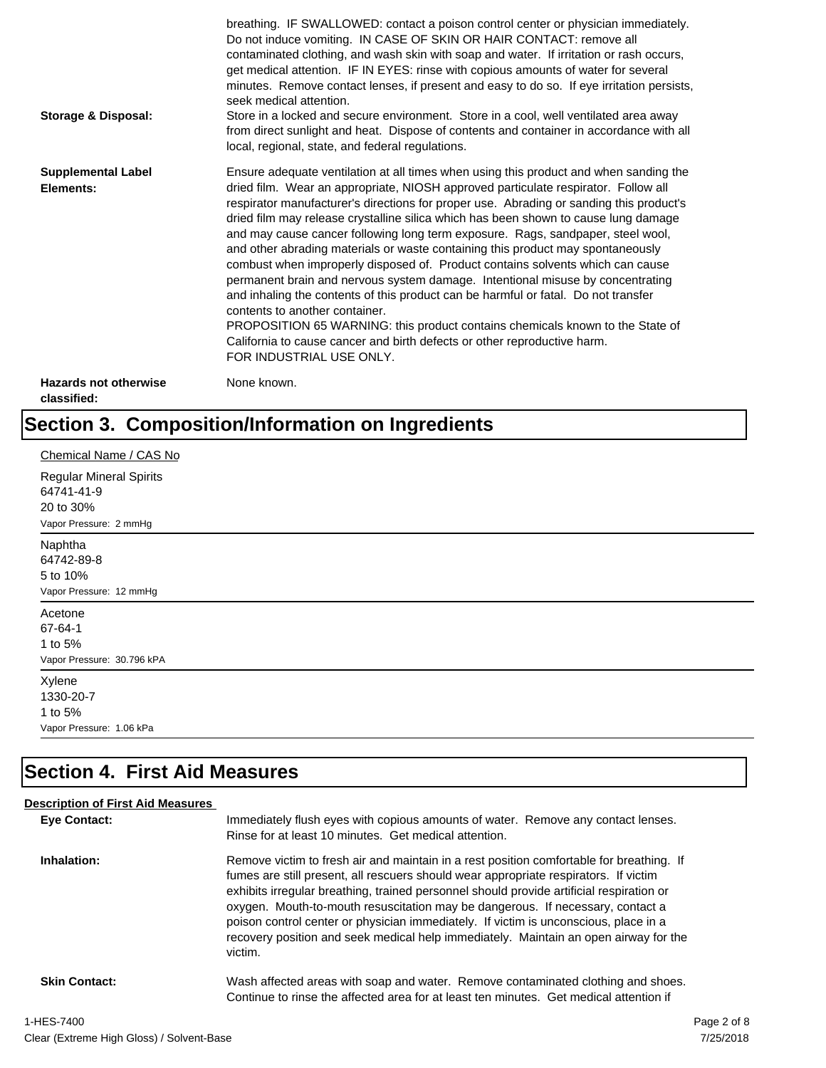breathing. IF SWALLOWED: contact a poison control center or physician immediately. Do not induce vomiting. IN CASE OF SKIN OR HAIR CONTACT: remove all contaminated clothing, and wash skin with soap and water. If irritation or rash occurs, get medical attention. IF IN EYES: rinse with copious amounts of water for several minutes. Remove contact lenses, if present and easy to do so. If eye irritation persists, seek medical attention.

**Storage & Disposal:** Store in a locked and secure environment. Store in a cool, well ventilated area away from direct sunlight and heat. Dispose of contents and container in accordance with all local, regional, state, and federal regulations.

**Supplemental Label Elements:** Ensure adequate ventilation at all times when using this product and when sanding the dried film. Wear an appropriate, NIOSH approved particulate respirator. Follow all respirator manufacturer's directions for proper use. Abrading or sanding this product's dried film may release crystalline silica which has been shown to cause lung damage and may cause cancer following long term exposure. Rags, sandpaper, steel wool, and other abrading materials or waste containing this product may spontaneously combust when improperly disposed of. Product contains solvents which can cause permanent brain and nervous system damage. Intentional misuse by concentrating and inhaling the contents of this product can be harmful or fatal. Do not transfer contents to another container.
PROPOSITION 65 WARNING: this product contains chemicals known to the State of California to cause cancer and birth defects or other reproductive harm.
FOR INDUSTRIAL USE ONLY.

**Hazards not otherwise classified:** None known.

# Section 3. Composition/Information on Ingredients

Chemical Name / CAS No

Regular Mineral Spirits
64741-41-9
20 to 30%
Vapor Pressure: 2 mmHg

Naphtha
64742-89-8
5 to 10%
Vapor Pressure: 12 mmHg

Acetone
67-64-1
1 to 5%
Vapor Pressure: 30.796 kPA

Xylene
1330-20-7
1 to 5%
Vapor Pressure: 1.06 kPa

# Section 4. First Aid Measures

**Description of First Aid Measures**

**Eye Contact:** Immediately flush eyes with copious amounts of water. Remove any contact lenses. Rinse for at least 10 minutes. Get medical attention.

**Inhalation:** Remove victim to fresh air and maintain in a rest position comfortable for breathing. If fumes are still present, all rescuers should wear appropriate respirators. If victim exhibits irregular breathing, trained personnel should provide artificial respiration or oxygen. Mouth-to-mouth resuscitation may be dangerous. If necessary, contact a poison control center or physician immediately. If victim is unconscious, place in a recovery position and seek medical help immediately. Maintain an open airway for the victim.

**Skin Contact:** Wash affected areas with soap and water. Remove contaminated clothing and shoes. Continue to rinse the affected area for at least ten minutes. Get medical attention if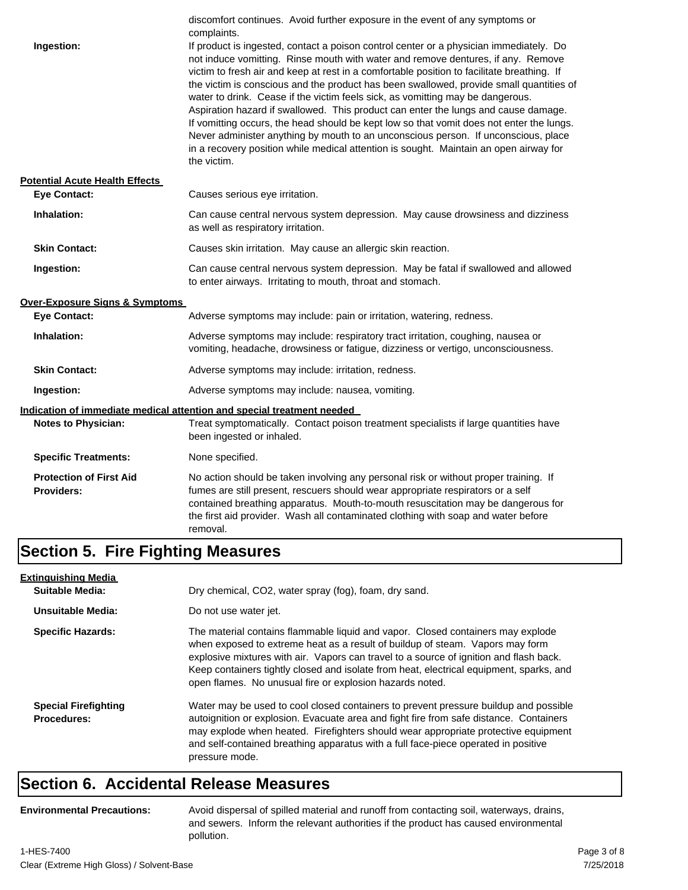discomfort continues. Avoid further exposure in the event of any symptoms or complaints.

**Ingestion:** If product is ingested, contact a poison control center or a physician immediately. Do not induce vomitting. Rinse mouth with water and remove dentures, if any. Remove victim to fresh air and keep at rest in a comfortable position to facilitate breathing. If the victim is conscious and the product has been swallowed, provide small quantities of water to drink. Cease if the victim feels sick, as vomitting may be dangerous. Aspiration hazard if swallowed. This product can enter the lungs and cause damage. If vomitting occurs, the head should be kept low so that vomit does not enter the lungs. Never administer anything by mouth to an unconscious person. If unconscious, place in a recovery position while medical attention is sought. Maintain an open airway for the victim.

**Potential Acute Health Effects**

**Eye Contact:** Causes serious eye irritation.

**Inhalation:** Can cause central nervous system depression. May cause drowsiness and dizziness as well as respiratory irritation.

**Skin Contact:** Causes skin irritation. May cause an allergic skin reaction.

**Ingestion:** Can cause central nervous system depression. May be fatal if swallowed and allowed to enter airways. Irritating to mouth, throat and stomach.

**Over-Exposure Signs & Symptoms**

**Eye Contact:** Adverse symptoms may include: pain or irritation, watering, redness.

**Inhalation:** Adverse symptoms may include: respiratory tract irritation, coughing, nausea or vomiting, headache, drowsiness or fatigue, dizziness or vertigo, unconsciousness.

**Skin Contact:** Adverse symptoms may include: irritation, redness.

**Ingestion:** Adverse symptoms may include: nausea, vomiting.

**Indication of immediate medical attention and special treatment needed**

**Notes to Physician:** Treat symptomatically. Contact poison treatment specialists if large quantities have been ingested or inhaled.

**Specific Treatments:** None specified.

**Protection of First Aid Providers:** No action should be taken involving any personal risk or without proper training. If fumes are still present, rescuers should wear appropriate respirators or a self contained breathing apparatus. Mouth-to-mouth resuscitation may be dangerous for the first aid provider. Wash all contaminated clothing with soap and water before removal.

## Section 5. Fire Fighting Measures

**Extinguishing Media**

**Suitable Media:** Dry chemical, $CO_2$, water spray (fog), foam, dry sand.

**Unsuitable Media:** Do not use water jet.

**Specific Hazards:** The material contains flammable liquid and vapor. Closed containers may explode when exposed to extreme heat as a result of buildup of steam. Vapors may form explosive mixtures with air. Vapors can travel to a source of ignition and flash back. Keep containers tightly closed and isolate from heat, electrical equipment, sparks, and open flames. No unusual fire or explosion hazards noted.

**Special Firefighting Procedures:** Water may be used to cool closed containers to prevent pressure buildup and possible autoignition or explosion. Evacuate area and fight fire from safe distance. Containers may explode when heated. Firefighters should wear appropriate protective equipment and self-contained breathing apparatus with a full face-piece operated in positive pressure mode.

## Section 6. Accidental Release Measures

**Environmental Precautions:** Avoid dispersal of spilled material and runoff from contacting soil, waterways, drains, and sewers. Inform the relevant authorities if the product has caused environmental pollution.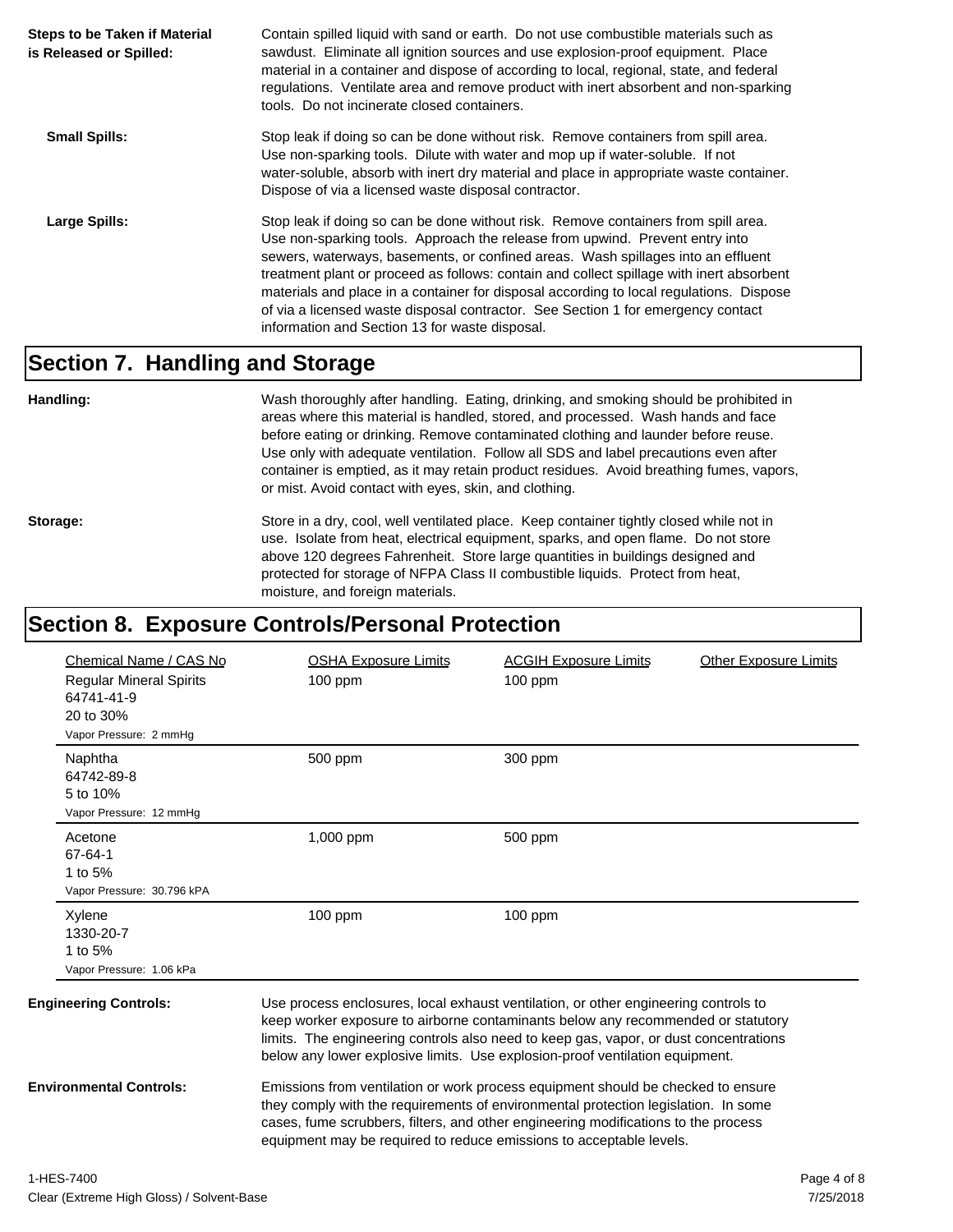**Steps to be Taken if Material is Released or Spilled:**

Contain spilled liquid with sand or earth. Do not use combustible materials such as sawdust. Eliminate all ignition sources and use explosion-proof equipment. Place material in a container and dispose of according to local, regional, state, and federal regulations. Ventilate area and remove product with inert absorbent and non-sparking tools. Do not incinerate closed containers.

**Small Spills:**

Stop leak if doing so can be done without risk. Remove containers from spill area. Use non-sparking tools. Dilute with water and mop up if water-soluble. If not water-soluble, absorb with inert dry material and place in appropriate waste container. Dispose of via a licensed waste disposal contractor.

**Large Spills:**

Stop leak if doing so can be done without risk. Remove containers from spill area. Use non-sparking tools. Approach the release from upwind. Prevent entry into sewers, waterways, basements, or confined areas. Wash spillages into an effluent treatment plant or proceed as follows: contain and collect spillage with inert absorbent materials and place in a container for disposal according to local regulations. Dispose of via a licensed waste disposal contractor. See Section 1 for emergency contact information and Section 13 for waste disposal.

## Section 7. Handling and Storage

**Handling:**

Wash thoroughly after handling. Eating, drinking, and smoking should be prohibited in areas where this material is handled, stored, and processed. Wash hands and face before eating or drinking. Remove contaminated clothing and launder before reuse. Use only with adequate ventilation. Follow all SDS and label precautions even after container is emptied, as it may retain product residues. Avoid breathing fumes, vapors, or mist. Avoid contact with eyes, skin, and clothing.

**Storage:**

Store in a dry, cool, well ventilated place. Keep container tightly closed while not in use. Isolate from heat, electrical equipment, sparks, and open flame. Do not store above 120 degrees Fahrenheit. Store large quantities in buildings designed and protected for storage of NFPA Class II combustible liquids. Protect from heat, moisture, and foreign materials.

## Section 8. Exposure Controls/Personal Protection

| Chemical Name / CAS No | OSHA Exposure Limits | ACGIH Exposure Limits | Other Exposure Limits |
|---|---|---|---|
| Regular Mineral Spirits<br>64741-41-9<br>20 to 30%<br>Vapor Pressure: 2 mmHg | 100 ppm | 100 ppm | |
| Naphtha<br>64742-89-8<br>5 to 10%<br>Vapor Pressure: 12 mmHg | 500 ppm | 300 ppm | |
| Acetone<br>67-64-1<br>1 to 5%<br>Vapor Pressure: 30.796 kPA | 1,000 ppm | 500 ppm | |
| Xylene<br>1330-20-7<br>1 to 5%<br>Vapor Pressure: 1.06 kPa | 100 ppm | 100 ppm | |

**Engineering Controls:**

Use process enclosures, local exhaust ventilation, or other engineering controls to keep worker exposure to airborne contaminants below any recommended or statutory limits. The engineering controls also need to keep gas, vapor, or dust concentrations below any lower explosive limits. Use explosion-proof ventilation equipment.

**Environmental Controls:**

Emissions from ventilation or work process equipment should be checked to ensure they comply with the requirements of environmental protection legislation. In some cases, fume scrubbers, filters, and other engineering modifications to the process equipment may be required to reduce emissions to acceptable levels.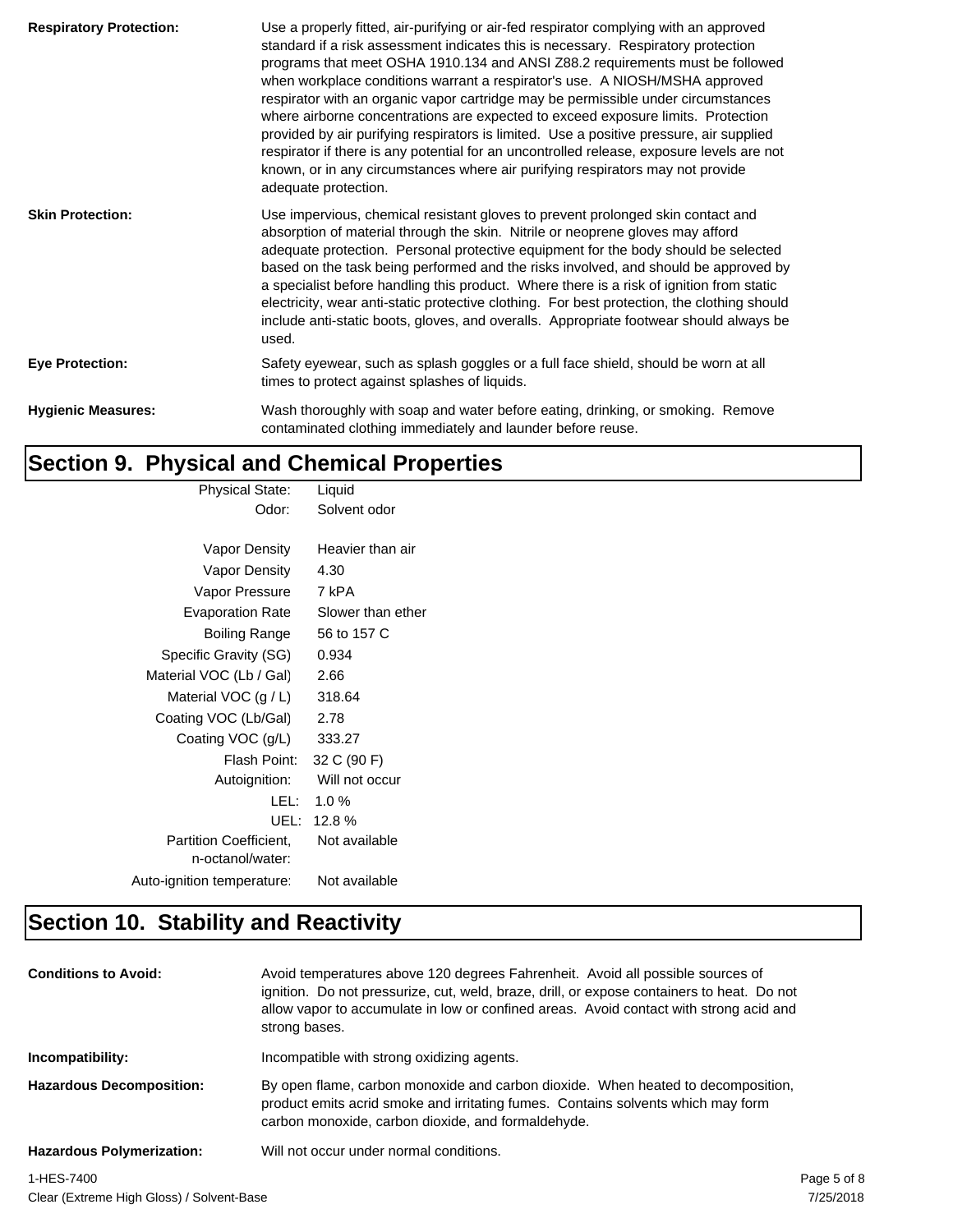**Respiratory Protection:** Use a properly fitted, air-purifying or air-fed respirator complying with an approved standard if a risk assessment indicates this is necessary. Respiratory protection programs that meet OSHA 1910.134 and ANSI Z88.2 requirements must be followed when workplace conditions warrant a respirator's use. A NIOSH/MSHA approved respirator with an organic vapor cartridge may be permissible under circumstances where airborne concentrations are expected to exceed exposure limits. Protection provided by air purifying respirators is limited. Use a positive pressure, air supplied respirator if there is any potential for an uncontrolled release, exposure levels are not known, or in any circumstances where air purifying respirators may not provide adequate protection.

**Skin Protection:** Use impervious, chemical resistant gloves to prevent prolonged skin contact and absorption of material through the skin. Nitrile or neoprene gloves may afford adequate protection. Personal protective equipment for the body should be selected based on the task being performed and the risks involved, and should be approved by a specialist before handling this product. Where there is a risk of ignition from static electricity, wear anti-static protective clothing. For best protection, the clothing should include anti-static boots, gloves, and overalls. Appropriate footwear should always be used.

**Eye Protection:** Safety eyewear, such as splash goggles or a full face shield, should be worn at all times to protect against splashes of liquids.

**Hygienic Measures:** Wash thoroughly with soap and water before eating, drinking, or smoking. Remove contaminated clothing immediately and launder before reuse.

## Section 9. Physical and Chemical Properties

| Property | Value |
|---|---|
| Physical State: | Liquid |
| Odor: | Solvent odor |
| Vapor Density | Heavier than air |
| Vapor Density | 4.30 |
| Vapor Pressure | 7 kPA |
| Evaporation Rate | Slower than ether |
| Boiling Range | 56 to 157 C |
| Specific Gravity (SG) | 0.934 |
| Material VOC (Lb / Gal) | 2.66 |
| Material VOC (g / L) | 318.64 |
| Coating VOC (Lb/Gal) | 2.78 |
| Coating VOC (g/L) | 333.27 |
| Flash Point: | 32 C (90 F) |
| Autoignition: | Will not occur |
| LEL: | 1.0 % |
| UEL: | 12.8 % |
| Partition Coefficient, n-octanol/water: | Not available |
| Auto-ignition temperature: | Not available |

## Section 10. Stability and Reactivity

**Conditions to Avoid:** Avoid temperatures above 120 degrees Fahrenheit. Avoid all possible sources of ignition. Do not pressurize, cut, weld, braze, drill, or expose containers to heat. Do not allow vapor to accumulate in low or confined areas. Avoid contact with strong acid and strong bases.

**Incompatibility:** Incompatible with strong oxidizing agents.

**Hazardous Decomposition:** By open flame, carbon monoxide and carbon dioxide. When heated to decomposition, product emits acrid smoke and irritating fumes. Contains solvents which may form carbon monoxide, carbon dioxide, and formaldehyde.

**Hazardous Polymerization:** Will not occur under normal conditions.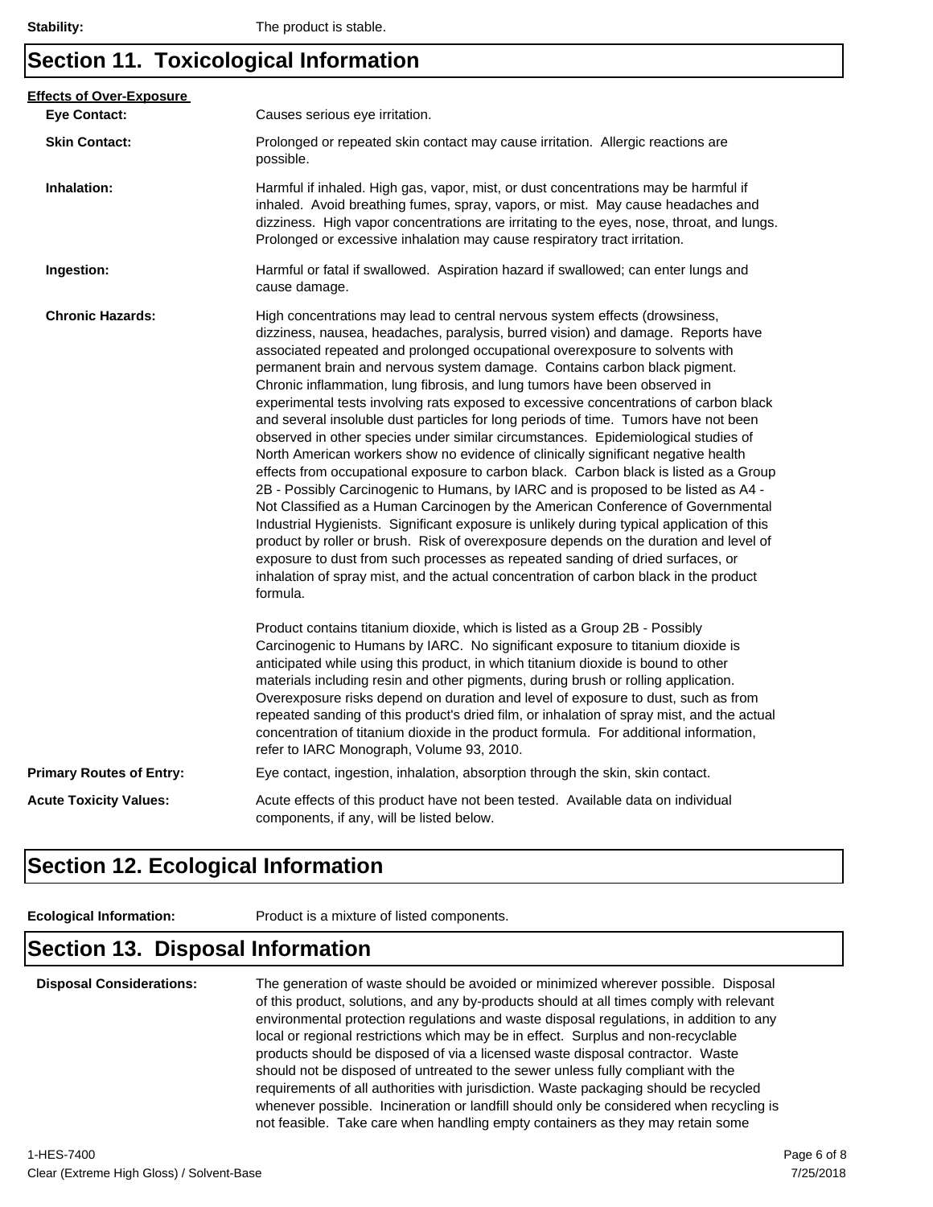**Stability:** The product is stable.

## Section 11. Toxicological Information

**Effects of Over-Exposure**

**Eye Contact:** Causes serious eye irritation.

**Skin Contact:** Prolonged or repeated skin contact may cause irritation. Allergic reactions are possible.

**Inhalation:** Harmful if inhaled. High gas, vapor, mist, or dust concentrations may be harmful if inhaled. Avoid breathing fumes, spray, vapors, or mist. May cause headaches and dizziness. High vapor concentrations are irritating to the eyes, nose, throat, and lungs. Prolonged or excessive inhalation may cause respiratory tract irritation.

**Ingestion:** Harmful or fatal if swallowed. Aspiration hazard if swallowed; can enter lungs and cause damage.

**Chronic Hazards:** High concentrations may lead to central nervous system effects (drowsiness, dizziness, nausea, headaches, paralysis, burred vision) and damage. Reports have associated repeated and prolonged occupational overexposure to solvents with permanent brain and nervous system damage. Contains carbon black pigment. Chronic inflammation, lung fibrosis, and lung tumors have been observed in experimental tests involving rats exposed to excessive concentrations of carbon black and several insoluble dust particles for long periods of time. Tumors have not been observed in other species under similar circumstances. Epidemiological studies of North American workers show no evidence of clinically significant negative health effects from occupational exposure to carbon black. Carbon black is listed as a Group 2B - Possibly Carcinogenic to Humans, by IARC and is proposed to be listed as A4 - Not Classified as a Human Carcinogen by the American Conference of Governmental Industrial Hygienists. Significant exposure is unlikely during typical application of this product by roller or brush. Risk of overexposure depends on the duration and level of exposure to dust from such processes as repeated sanding of dried surfaces, or inhalation of spray mist, and the actual concentration of carbon black in the product formula.

Product contains titanium dioxide, which is listed as a Group 2B - Possibly Carcinogenic to Humans by IARC. No significant exposure to titanium dioxide is anticipated while using this product, in which titanium dioxide is bound to other materials including resin and other pigments, during brush or rolling application. Overexposure risks depend on duration and level of exposure to dust, such as from repeated sanding of this product's dried film, or inhalation of spray mist, and the actual concentration of titanium dioxide in the product formula. For additional information, refer to IARC Monograph, Volume 93, 2010.

**Primary Routes of Entry:** Eye contact, ingestion, inhalation, absorption through the skin, skin contact.

**Acute Toxicity Values:** Acute effects of this product have not been tested. Available data on individual components, if any, will be listed below.

## Section 12. Ecological Information

**Ecological Information:** Product is a mixture of listed components.

## Section 13. Disposal Information

**Disposal Considerations:** The generation of waste should be avoided or minimized wherever possible. Disposal of this product, solutions, and any by-products should at all times comply with relevant environmental protection regulations and waste disposal regulations, in addition to any local or regional restrictions which may be in effect. Surplus and non-recyclable products should be disposed of via a licensed waste disposal contractor. Waste should not be disposed of untreated to the sewer unless fully compliant with the requirements of all authorities with jurisdiction. Waste packaging should be recycled whenever possible. Incineration or landfill should only be considered when recycling is not feasible. Take care when handling empty containers as they may retain some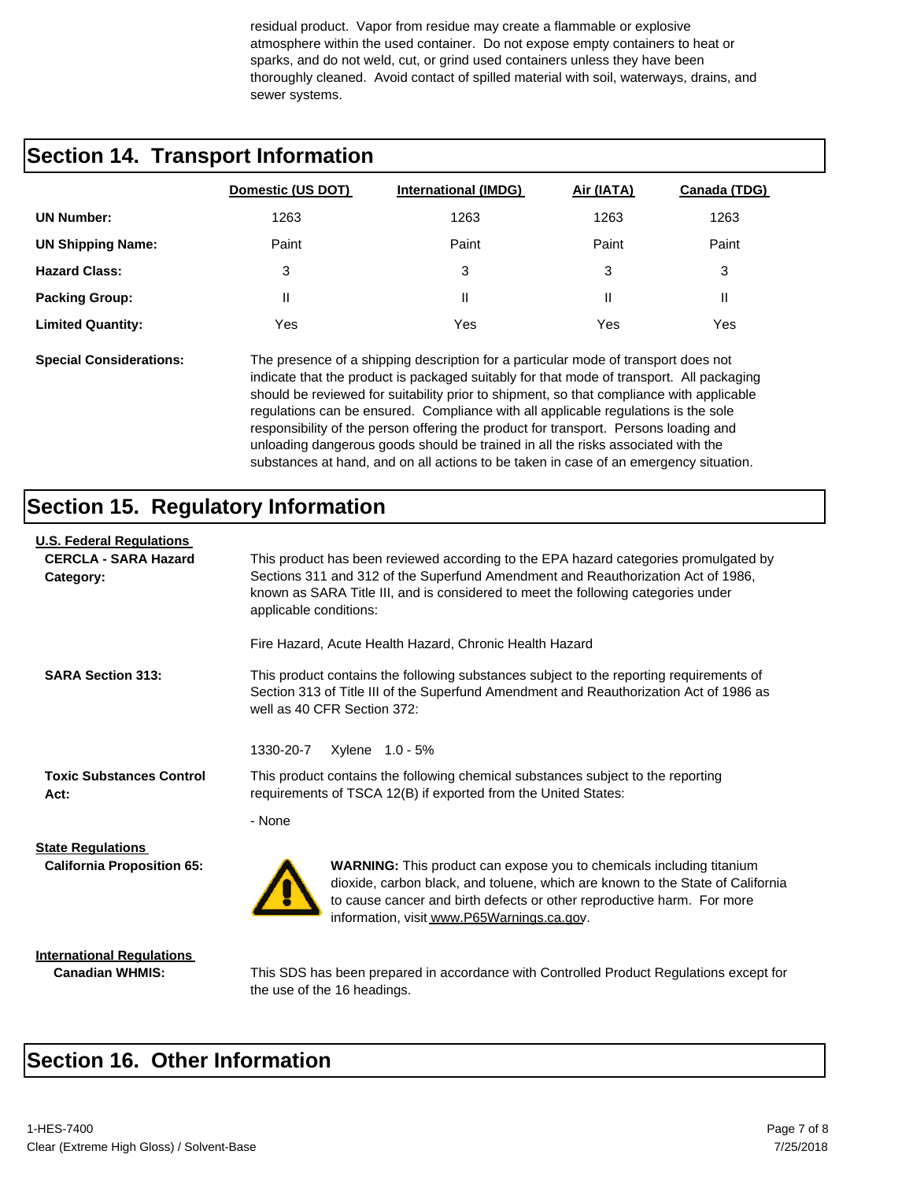residual product. Vapor from residue may create a flammable or explosive atmosphere within the used container. Do not expose empty containers to heat or sparks, and do not weld, cut, or grind used containers unless they have been thoroughly cleaned. Avoid contact of spilled material with soil, waterways, drains, and sewer systems.

## Section 14. Transport Information

| | Domestic (US DOT) | International (IMDG) | Air (IATA) | Canada (TDG) |
|---|---|---|---|---|
| **UN Number:** | 1263 | 1263 | 1263 | 1263 |
| **UN Shipping Name:** | Paint | Paint | Paint | Paint |
| **Hazard Class:** | 3 | 3 | 3 | 3 |
| **Packing Group:** | II | II | II | II |
| **Limited Quantity:** | Yes | Yes | Yes | Yes |

**Special Considerations:** The presence of a shipping description for a particular mode of transport does not indicate that the product is packaged suitably for that mode of transport. All packaging should be reviewed for suitability prior to shipment, so that compliance with applicable regulations can be ensured. Compliance with all applicable regulations is the sole responsibility of the person offering the product for transport. Persons loading and unloading dangerous goods should be trained in all the risks associated with the substances at hand, and on all actions to be taken in case of an emergency situation.

## Section 15. Regulatory Information

**U.S. Federal Regulations**

**CERCLA - SARA Hazard Category:** This product has been reviewed according to the EPA hazard categories promulgated by Sections 311 and 312 of the Superfund Amendment and Reauthorization Act of 1986, known as SARA Title III, and is considered to meet the following categories under applicable conditions:

Fire Hazard, Acute Health Hazard, Chronic Health Hazard

**SARA Section 313:** This product contains the following substances subject to the reporting requirements of Section 313 of Title III of the Superfund Amendment and Reauthorization Act of 1986 as well as 40 CFR Section 372:

1330-20-7 Xylene 1.0 - 5%

**Toxic Substances Control Act:** This product contains the following chemical substances subject to the reporting requirements of TSCA 12(B) if exported from the United States:

- None

**State Regulations**

**California Proposition 65:** **WARNING:** This product can expose you to chemicals including titanium dioxide, carbon black, and toluene, which are known to the State of California to cause cancer and birth defects or other reproductive harm. For more information, visit www.P65Warnings.ca.gov.

**International Regulations**

**Canadian WHMIS:** This SDS has been prepared in accordance with Controlled Product Regulations except for the use of the 16 headings.

## Section 16. Other Information

1-HES-7400
Clear (Extreme High Gloss) / Solvent-Base
7/25/2018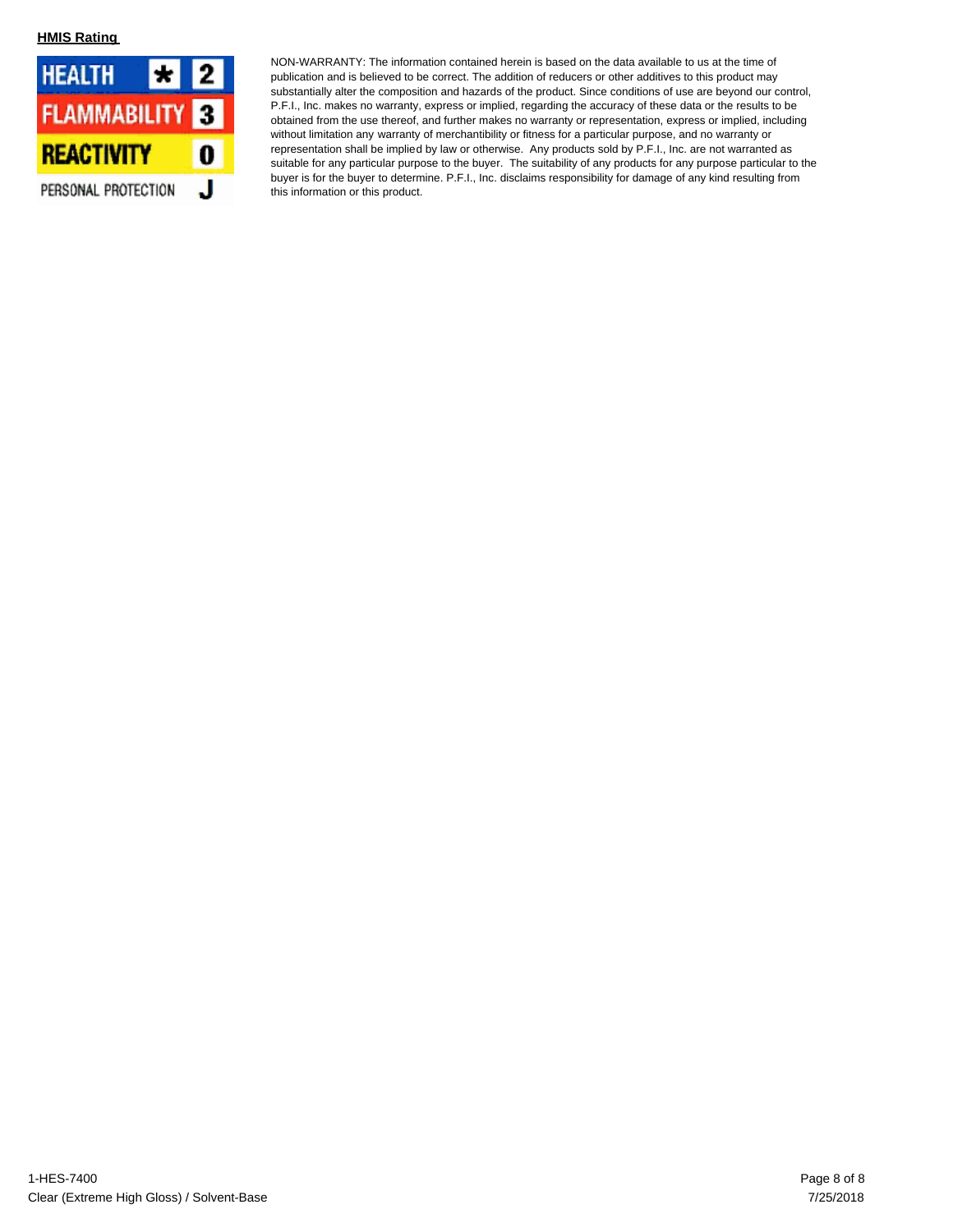**HMIS Rating**

| | | |
|---|---|---|
| HEALTH | * | 2 |
| FLAMMABILITY | | 3 |
| REACTIVITY | | 0 |
| PERSONAL PROTECTION | | J |

NON-WARRANTY: The information contained herein is based on the data available to us at the time of publication and is believed to be correct. The addition of reducers or other additives to this product may substantially alter the composition and hazards of the product. Since conditions of use are beyond our control, P.F.I., Inc. makes no warranty, express or implied, regarding the accuracy of these data or the results to be obtained from the use thereof, and further makes no warranty or representation, express or implied, including without limitation any warranty of merchantibility or fitness for a particular purpose, and no warranty or representation shall be implied by law or otherwise. Any products sold by P.F.I., Inc. are not warranted as suitable for any particular purpose to the buyer. The suitability of any products for any purpose particular to the buyer is for the buyer to determine. P.F.I., Inc. disclaims responsibility for damage of any kind resulting from this information or this product.